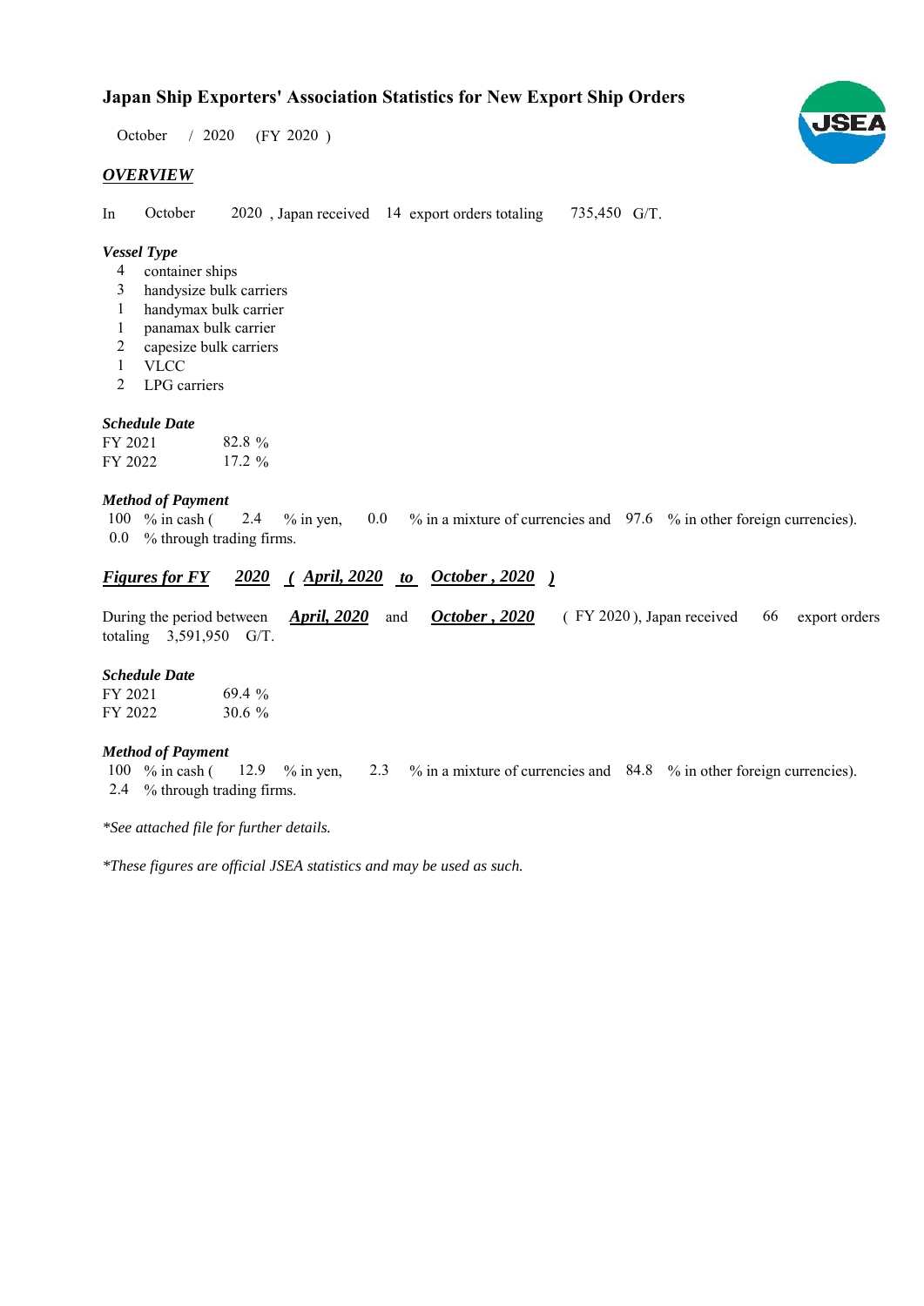# Japan Ship Exporters' Association Statistics for New Export Ship Orders

October / 2020 (FY 2020 )

## *OVERVIEW*

In October 2020 , Japan received 14 export orders totaling 735,450 G/T.

### *Vessel Type*

- 4 container ships
- 3 handysize bulk carriers
- 1 handymax bulk carrier
- 1 panamax bulk carrier
- 2 capesize bulk carriers
- 1 VLCC
- 2 LPG carriers

### *Schedule Date*

| | |
|---|---|
| FY 2021 | 82.8 % |
| FY 2022 | 17.2 % |

### *Method of Payment*

100 % in cash ( 2.4 % in yen, 0.0 % in a mixture of currencies and 97.6 % in other foreign currencies).
0.0 % through trading firms.

## *Figures for FY 2020 ( April, 2020 to October , 2020 )*

During the period between *April, 2020* and *October , 2020* ( FY 2020 ), Japan received 66 export orders totaling 3,591,950 G/T.

### *Schedule Date*

| | |
|---|---|
| FY 2021 | 69.4 % |
| FY 2022 | 30.6 % |

### *Method of Payment*

100 % in cash ( 12.9 % in yen, 2.3 % in a mixture of currencies and 84.8 % in other foreign currencies).
2.4 % through trading firms.

*\*See attached file for further details.*

*\*These figures are official JSEA statistics and may be used as such.*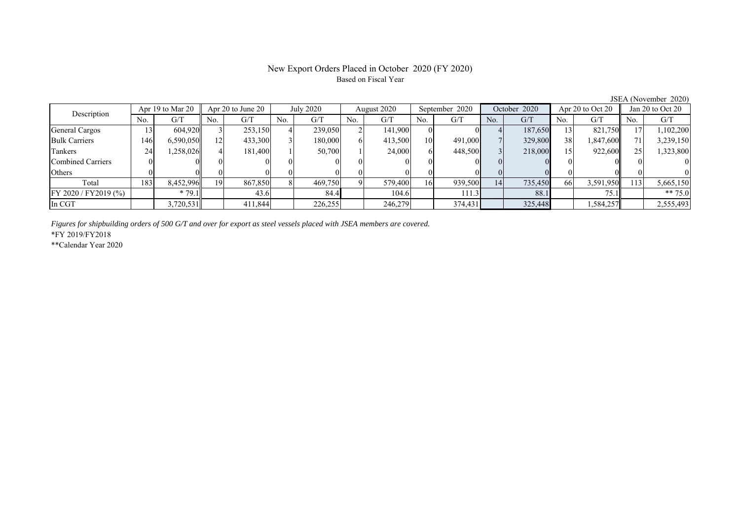# New Export Orders Placed in October 2020 (FY 2020)

Based on Fiscal Year

JSEA (November 2020)

| Description | Apr 19 to Mar 20 | | Apr 20 to June 20 | | July 2020 | | August 2020 | | September 2020 | | October 2020 | | Apr 20 to Oct 20 | | Jan 20 to Oct 20 | |
|---|---|---|---|---|---|---|---|---|---|---|---|---|---|---|---|---|
| | No. | G/T | No. | G/T | No. | G/T | No. | G/T | No. | G/T | No. | G/T | No. | G/T | No. | G/T |
| General Cargos | 13 | 604,920 | 3 | 253,150 | 4 | 239,050 | 2 | 141,900 | 0 | 0 | 4 | 187,650 | 13 | 821,750 | 17 | 1,102,200 |
| Bulk Carriers | 146 | 6,590,050 | 12 | 433,300 | 3 | 180,000 | 6 | 413,500 | 10 | 491,000 | 7 | 329,800 | 38 | 1,847,600 | 71 | 3,239,150 |
| Tankers | 24 | 1,258,026 | 4 | 181,400 | 1 | 50,700 | 1 | 24,000 | 6 | 448,500 | 3 | 218,000 | 15 | 922,600 | 25 | 1,323,800 |
| Combined Carriers | 0 | 0 | 0 | 0 | 0 | 0 | 0 | 0 | 0 | 0 | 0 | 0 | 0 | 0 | 0 | 0 |
| Others | 0 | 0 | 0 | 0 | 0 | 0 | 0 | 0 | 0 | 0 | 0 | 0 | 0 | 0 | 0 | 0 |
| Total | 183 | 8,452,996 | 19 | 867,850 | 8 | 469,750 | 9 | 579,400 | 16 | 939,500 | 14 | 735,450 | 66 | 3,591,950 | 113 | 5,665,150 |
| FY 2020 / FY2019 (%) | | * 79.1 | | 43.6 | | 84.4 | | 104.6 | | 111.3 | | 88.1 | | 75.1 | | ** 75.0 |
| In CGT | | 3,720,531 | | 411,844 | | 226,255 | | 246,279 | | 374,431 | | 325,448 | | 1,584,257 | | 2,555,493 |

*Figures for shipbuilding orders of 500 G/T and over for export as steel vessels placed with JSEA members are covered.*

*FY 2019/FY2018

**Calendar Year 2020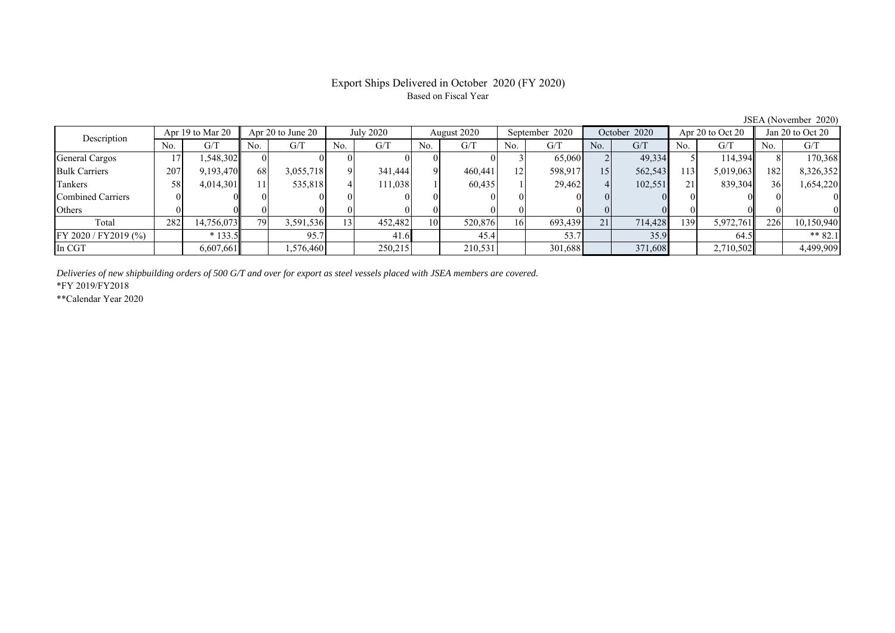# Export Ships Delivered in October 2020 (FY 2020)

Based on Fiscal Year

JSEA (November 2020)

| Description | Apr 19 to Mar 20 | | Apr 20 to June 20 | | July 2020 | | August 2020 | | September 2020 | | October 2020 | | Apr 20 to Oct 20 | | Jan 20 to Oct 20 | |
|---|---|---|---|---|---|---|---|---|---|---|---|---|---|---|---|---|
| | No. | G/T | No. | G/T | No. | G/T | No. | G/T | No. | G/T | No. | G/T | No. | G/T | No. | G/T |
| General Cargos | 17 | 1,548,302 | 0 | 0 | 0 | 0 | 0 | 0 | 3 | 65,060 | 2 | 49,334 | 5 | 114,394 | 8 | 170,368 |
| Bulk Carriers | 207 | 9,193,470 | 68 | 3,055,718 | 9 | 341,444 | 9 | 460,441 | 12 | 598,917 | 15 | 562,543 | 113 | 5,019,063 | 182 | 8,326,352 |
| Tankers | 58 | 4,014,301 | 11 | 535,818 | 4 | 111,038 | 1 | 60,435 | 1 | 29,462 | 4 | 102,551 | 21 | 839,304 | 36 | 1,654,220 |
| Combined Carriers | 0 | 0 | 0 | 0 | 0 | 0 | 0 | 0 | 0 | 0 | 0 | 0 | 0 | 0 | 0 | 0 |
| Others | 0 | 0 | 0 | 0 | 0 | 0 | 0 | 0 | 0 | 0 | 0 | 0 | 0 | 0 | 0 | 0 |
| Total | 282 | 14,756,073 | 79 | 3,591,536 | 13 | 452,482 | 10 | 520,876 | 16 | 693,439 | 21 | 714,428 | 139 | 5,972,761 | 226 | 10,150,940 |
| FY 2020 / FY2019 (%) | | * 133.5 | | 95.7 | | 41.6 | | 45.4 | | 53.7 | | 35.9 | | 64.5 | | ** 82.1 |
| In CGT | | 6,607,661 | | 1,576,460 | | 250,215 | | 210,531 | | 301,688 | | 371,608 | | 2,710,502 | | 4,499,909 |

*Deliveries of new shipbuilding orders of 500 G/T and over for export as steel vessels placed with JSEA members are covered.*

*FY 2019/FY2018

**Calendar Year 2020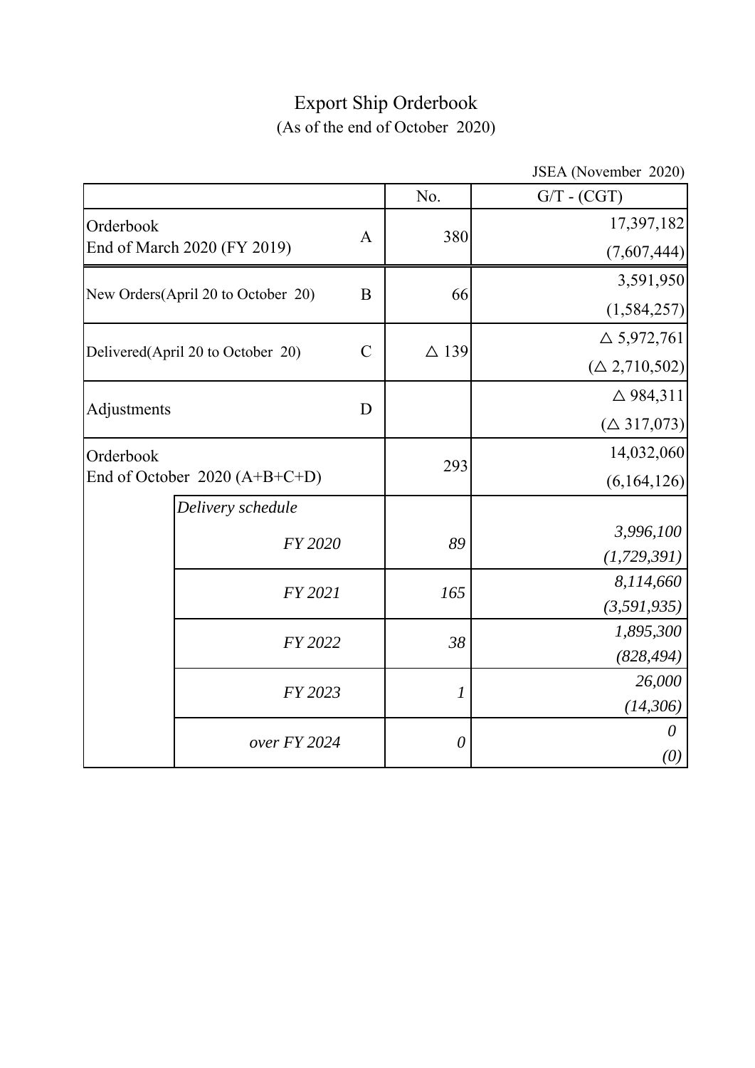# Export Ship Orderbook

(As of the end of October 2020)

JSEA (November 2020)

| | | | No. | G/T - (CGT) |
|---|---|---|---|---|
| Orderbook<br>End of March 2020 (FY 2019) | | A | 380 | 17,397,182<br>(7,607,444) |
| New Orders(April 20 to October 20) | | B | 66 | 3,591,950<br>(1,584,257) |
| Delivered(April 20 to October 20) | | C | △ 139 | △ 5,972,761<br>(△ 2,710,502) |
| Adjustments | | D | | △ 984,311<br>(△ 317,073) |
| Orderbook<br>End of October 2020 (A+B+C+D) | | | 293 | 14,032,060<br>(6,164,126) |
| | *Delivery schedule*<br>*FY 2020* | | *89* | *3,996,100*<br>*(1,729,391)* |
| | *FY 2021* | | *165* | *8,114,660*<br>*(3,591,935)* |
| | *FY 2022* | | *38* | *1,895,300*<br>*(828,494)* |
| | *FY 2023* | | *1* | *26,000*<br>*(14,306)* |
| | *over FY 2024* | | *0* | *0*<br>*(0)* |